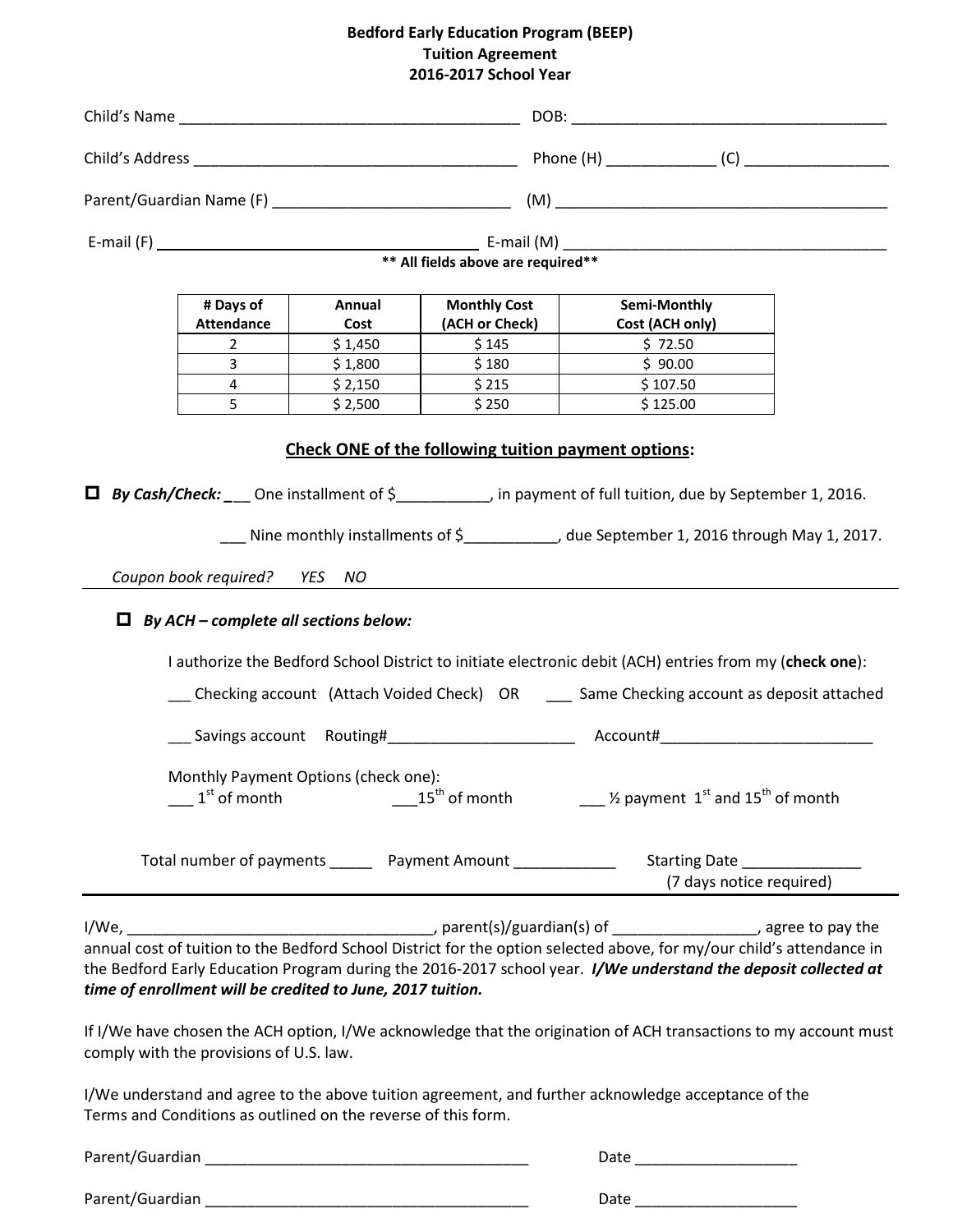**Bedford Early Education Program (BEEP)**
**Tuition Agreement**
**2016-2017 School Year**

Child's Name ________________________________________ DOB: ____________________________________

Child's Address _____________________________________ Phone (H) ____________ (C) ________________

Parent/Guardian Name (F) ____________________________ (M) ________________________________________

E-mail (F) ______________________________________ E-mail (M) ______________________________________

**\*\* All fields above are required\*\***

| # Days of Attendance | Annual Cost | Monthly Cost (ACH or Check) | Semi-Monthly Cost (ACH only) |
|---|---|---|---|
| 2 | $ 1,450 | $ 145 | $ 72.50 |
| 3 | $ 1,800 | $ 180 | $ 90.00 |
| 4 | $ 2,150 | $ 215 | $ 107.50 |
| 5 | $ 2,500 | $ 250 | $ 125.00 |

**<u>Check ONE of the following tuition payment options</u>:**

☐ ***By Cash/Check:*** ___ One installment of $__________, in payment of full tuition, due by September 1, 2016.

___ Nine monthly installments of $__________, due September 1, 2016 through May 1, 2017.

*Coupon book required? YES NO*

---

☐ ***By ACH – complete all sections below:***

I authorize the Bedford School District to initiate electronic debit (ACH) entries from my (**check one**):

___ Checking account (Attach Voided Check) OR ___ Same Checking account as deposit attached

___ Savings account Routing#_____________________ Account#________________________

Monthly Payment Options (check one):

___ 1st of month ___15th of month ___ ½ payment 1st and 15th of month

Total number of payments _____ Payment Amount ____________ Starting Date ______________
(7 days notice required)

---

I/We, ____________________________________, parent(s)/guardian(s) of ________________, agree to pay the annual cost of tuition to the Bedford School District for the option selected above, for my/our child's attendance in the Bedford Early Education Program during the 2016-2017 school year. ***I/We understand the deposit collected at time of enrollment will be credited to June, 2017 tuition.***

If I/We have chosen the ACH option, I/We acknowledge that the origination of ACH transactions to my account must comply with the provisions of U.S. law.

I/We understand and agree to the above tuition agreement, and further acknowledge acceptance of the Terms and Conditions as outlined on the reverse of this form.

Parent/Guardian ______________________________________ Date ___________________

Parent/Guardian ______________________________________ Date ___________________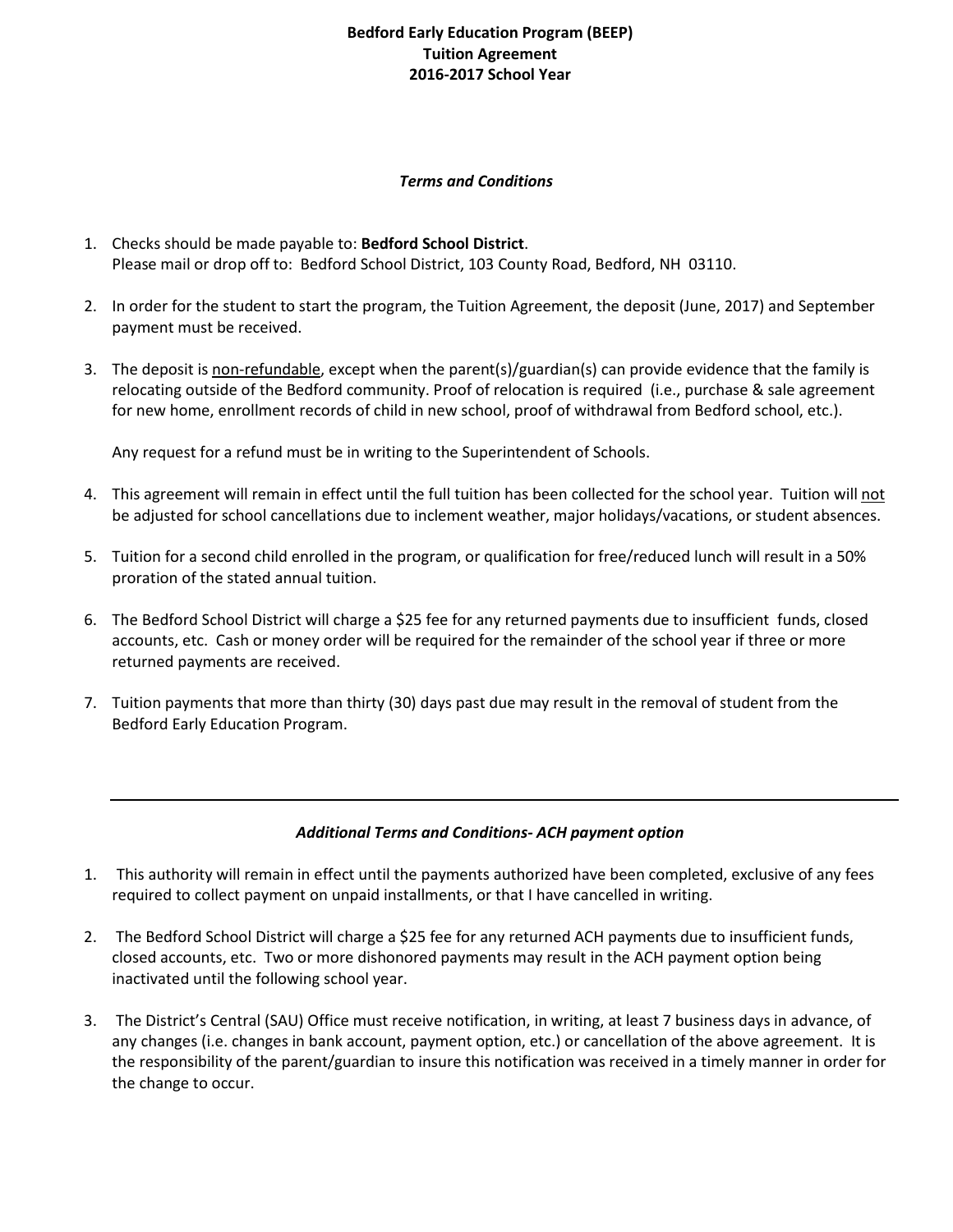**Bedford Early Education Program (BEEP)**
**Tuition Agreement**
**2016-2017 School Year**

### *Terms and Conditions*

1. Checks should be made payable to: **Bedford School District**.
   Please mail or drop off to: Bedford School District, 103 County Road, Bedford, NH 03110.

2. In order for the student to start the program, the Tuition Agreement, the deposit (June, 2017) and September payment must be received.

3. The deposit is <u>non-refundable</u>, except when the parent(s)/guardian(s) can provide evidence that the family is relocating outside of the Bedford community. Proof of relocation is required (i.e., purchase & sale agreement for new home, enrollment records of child in new school, proof of withdrawal from Bedford school, etc.).

   Any request for a refund must be in writing to the Superintendent of Schools.

4. This agreement will remain in effect until the full tuition has been collected for the school year. Tuition will <u>not</u> be adjusted for school cancellations due to inclement weather, major holidays/vacations, or student absences.

5. Tuition for a second child enrolled in the program, or qualification for free/reduced lunch will result in a 50% proration of the stated annual tuition.

6. The Bedford School District will charge a $25 fee for any returned payments due to insufficient funds, closed accounts, etc. Cash or money order will be required for the remainder of the school year if three or more returned payments are received.

7. Tuition payments that more than thirty (30) days past due may result in the removal of student from the Bedford Early Education Program.

---

### *Additional Terms and Conditions- ACH payment option*

1. This authority will remain in effect until the payments authorized have been completed, exclusive of any fees required to collect payment on unpaid installments, or that I have cancelled in writing.

2. The Bedford School District will charge a $25 fee for any returned ACH payments due to insufficient funds, closed accounts, etc. Two or more dishonored payments may result in the ACH payment option being inactivated until the following school year.

3. The District's Central (SAU) Office must receive notification, in writing, at least 7 business days in advance, of any changes (i.e. changes in bank account, payment option, etc.) or cancellation of the above agreement. It is the responsibility of the parent/guardian to insure this notification was received in a timely manner in order for the change to occur.